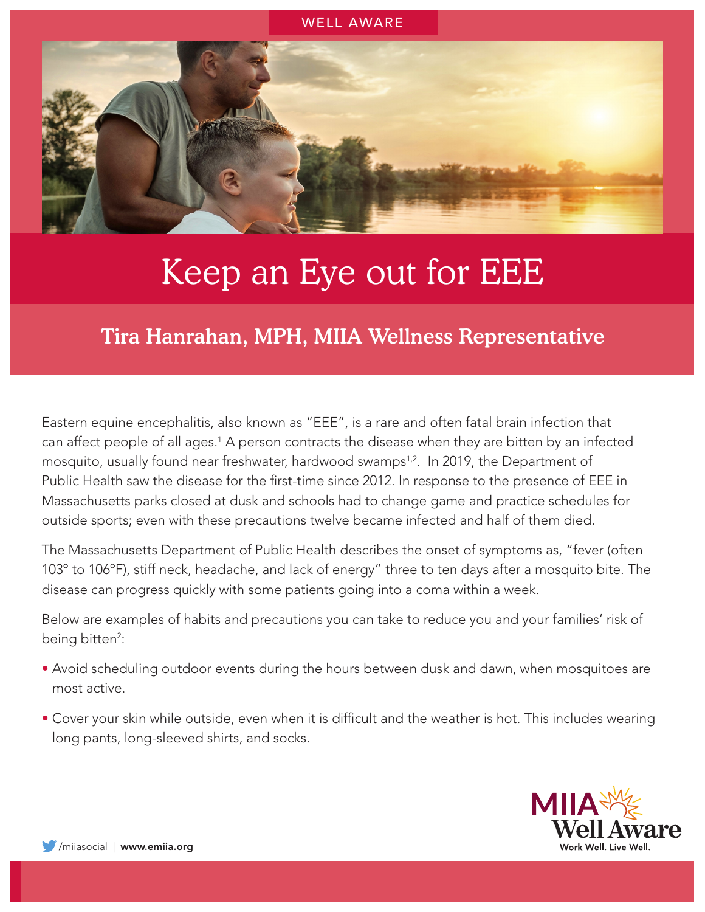WELL AWARE

# Keep an Eye out for EEE

## Tira Hanrahan, MPH, MIIA Wellness Representative

Eastern equine encephalitis, also known as "EEE", is a rare and often fatal brain infection that can affect people of all ages.[1] A person contracts the disease when they are bitten by an infected mosquito, usually found near freshwater, hardwood swamps[1,2]. In 2019, the Department of Public Health saw the disease for the first-time since 2012. In response to the presence of EEE in Massachusetts parks closed at dusk and schools had to change game and practice schedules for outside sports; even with these precautions twelve became infected and half of them died.

The Massachusetts Department of Public Health describes the onset of symptoms as, "fever (often 103° to 106°F), stiff neck, headache, and lack of energy" three to ten days after a mosquito bite. The disease can progress quickly with some patients going into a coma within a week.

Below are examples of habits and precautions you can take to reduce you and your families' risk of being bitten[2]:

- Avoid scheduling outdoor events during the hours between dusk and dawn, when mosquitoes are most active.
- Cover your skin while outside, even when it is difficult and the weather is hot. This includes wearing long pants, long-sleeved shirts, and socks.

/miiasocial | www.emiia.org

MIIA Well Aware
Work Well. Live Well.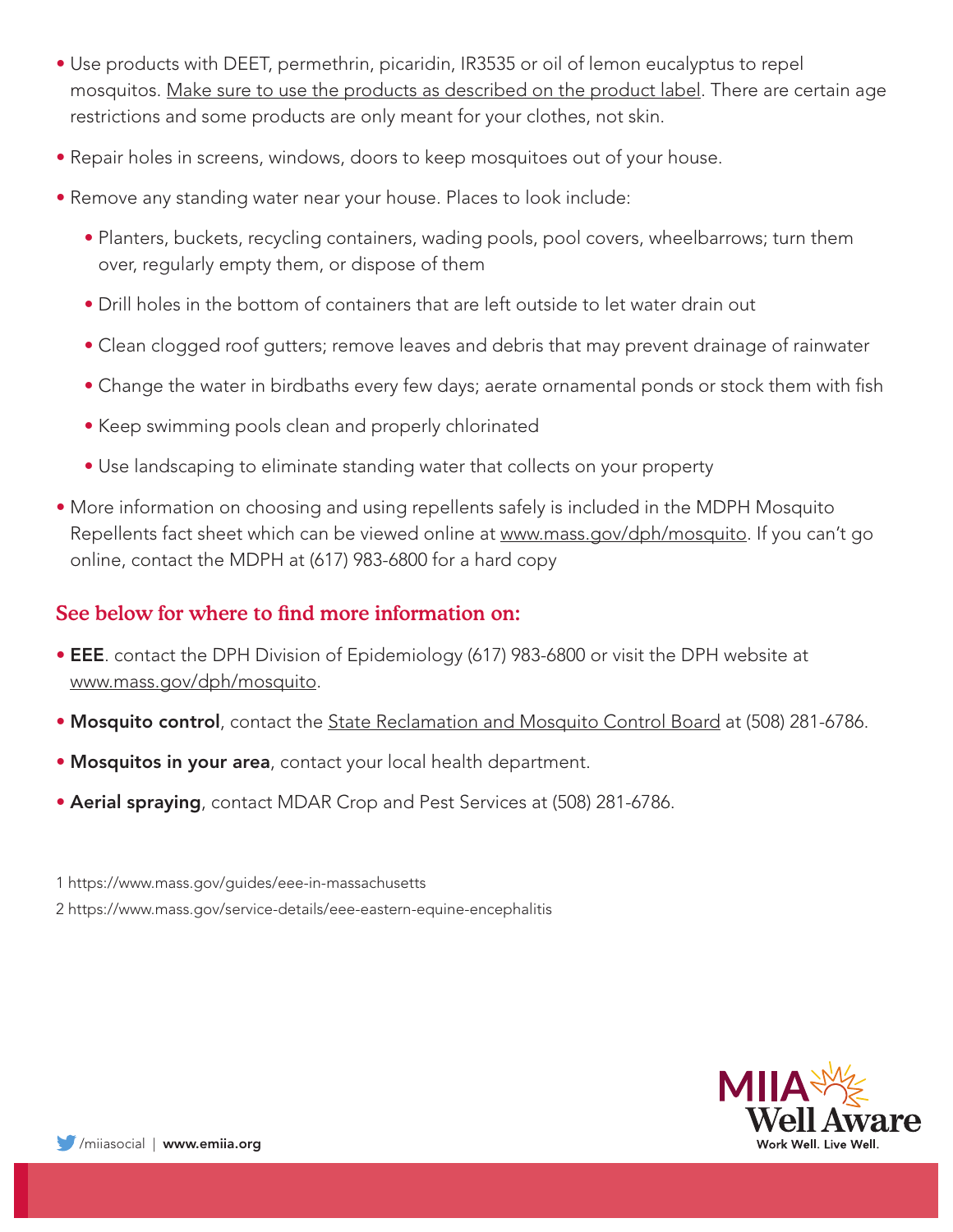- Use products with DEET, permethrin, picaridin, IR3535 or oil of lemon eucalyptus to repel mosquitos. Make sure to use the products as described on the product label. There are certain age restrictions and some products are only meant for your clothes, not skin.
- Repair holes in screens, windows, doors to keep mosquitoes out of your house.
- Remove any standing water near your house. Places to look include:
  - Planters, buckets, recycling containers, wading pools, pool covers, wheelbarrows; turn them over, regularly empty them, or dispose of them
  - Drill holes in the bottom of containers that are left outside to let water drain out
  - Clean clogged roof gutters; remove leaves and debris that may prevent drainage of rainwater
  - Change the water in birdbaths every few days; aerate ornamental ponds or stock them with fish
  - Keep swimming pools clean and properly chlorinated
  - Use landscaping to eliminate standing water that collects on your property
- More information on choosing and using repellents safely is included in the MDPH Mosquito Repellents fact sheet which can be viewed online at www.mass.gov/dph/mosquito. If you can't go online, contact the MDPH at (617) 983-6800 for a hard copy

## See below for where to find more information on:

- **EEE**. contact the DPH Division of Epidemiology (617) 983-6800 or visit the DPH website at www.mass.gov/dph/mosquito.
- **Mosquito control**, contact the State Reclamation and Mosquito Control Board at (508) 281-6786.
- **Mosquitos in your area**, contact your local health department.
- **Aerial spraying**, contact MDAR Crop and Pest Services at (508) 281-6786.

1 https://www.mass.gov/guides/eee-in-massachusetts

2 https://www.mass.gov/service-details/eee-eastern-equine-encephalitis

/miiasocial | **www.emiia.org**

MIIA Well Aware

Work Well. Live Well.